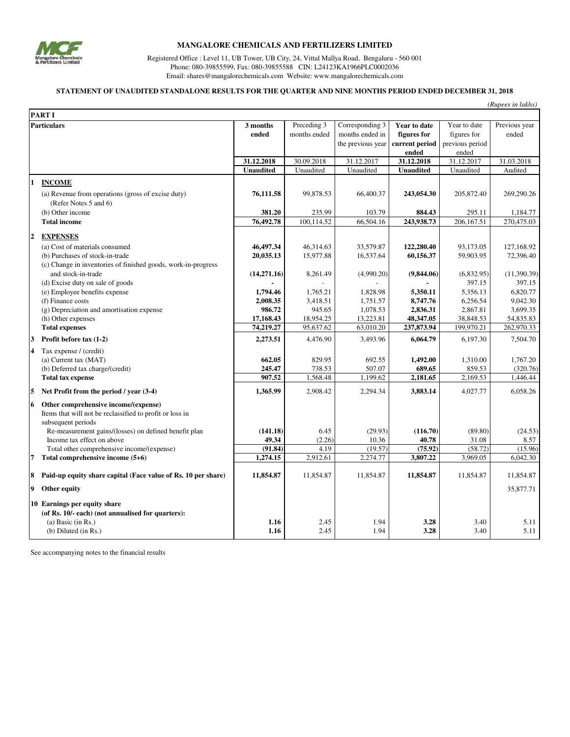# MANGALORE CHEMICALS AND FERTILIZERS LIMITED

Registered Office : Level 11, UB Tower, UB City, 24, Vittal Mallya Road, Bengaluru - 560 001
Phone: 080-39855599, Fax: 080-39855588 CIN: L24123KA1966PLC0002036
Email: shares@mangalorechemicals.com Website: www.mangalorechemicals.com

## STATEMENT OF UNAUDITED STANDALONE RESULTS FOR THE QUARTER AND NINE MONTHS PERIOD ENDED DECEMBER 31, 2018

*(Rupees in lakhs)*

**PART I**

| | Particulars | 3 months ended | Preceding 3 months ended | Corresponding 3 months ended in the previous year | Year to date figures for current period ended | Year to date figures for previous period ended | Previous year ended |
|---|---|---|---|---|---|---|---|
| | | 31.12.2018 | 30.09.2018 | 31.12.2017 | 31.12.2018 | 31.12.2017 | 31.03.2018 |
| | | Unaudited | Unaudited | Unaudited | Unaudited | Unaudited | Audited |
| 1 | **INCOME** | | | | | | |
| | (a) Revenue from operations (gross of excise duty) (Refer Notes 5 and 6) | **76,111.58** | 99,878.53 | 66,400.37 | **243,054.30** | 205,872.40 | 269,290.26 |
| | (b) Other income | **381.20** | 235.99 | 103.79 | **884.43** | 295.11 | 1,184.77 |
| | **Total income** | **76,492.78** | 100,114.52 | 66,504.16 | **243,938.73** | 206,167.51 | 270,475.03 |
| 2 | **EXPENSES** | | | | | | |
| | (a) Cost of materials consumed | **46,497.34** | 46,314.63 | 33,579.87 | **122,280.40** | 93,173.05 | 127,168.92 |
| | (b) Purchases of stock-in-trade | **20,035.13** | 15,977.88 | 16,537.64 | **60,156.37** | 59,903.95 | 72,396.40 |
| | (c) Change in inventories of finished goods, work-in-progress and stock-in-trade | **(14,271.16)** | 8,261.49 | (4,990.20) | **(9,844.06)** | (6,832.95) | (11,390.39) |
| | (d) Excise duty on sale of goods | **-** | - | - | **-** | 397.15 | 397.15 |
| | (e) Employee benefits expense | **1,794.46** | 1,765.21 | 1,828.98 | **5,350.11** | 5,356.13 | 6,820.77 |
| | (f) Finance costs | **2,008.35** | 3,418.51 | 1,751.57 | **8,747.76** | 6,256.54 | 9,042.30 |
| | (g) Depreciation and amortisation expense | **986.72** | 945.65 | 1,078.53 | **2,836.31** | 2,867.81 | 3,699.35 |
| | (h) Other expenses | **17,168.43** | 18,954.25 | 13,223.81 | **48,347.05** | 38,848.53 | 54,835.83 |
| | **Total expenses** | **74,219.27** | 95,637.62 | 63,010.20 | **237,873.94** | 199,970.21 | 262,970.33 |
| 3 | **Profit before tax (1-2)** | **2,273.51** | 4,476.90 | 3,493.96 | **6,064.79** | 6,197.30 | 7,504.70 |
| 4 | Tax expense / (credit) | | | | | | |
| | (a) Current tax (MAT) | **662.05** | 829.95 | 692.55 | **1,492.00** | 1,310.00 | 1,767.20 |
| | (b) Deferred tax charge/(credit) | **245.47** | 738.53 | 507.07 | **689.65** | 859.53 | (320.76) |
| | **Total tax expense** | **907.52** | 1,568.48 | 1,199.62 | **2,181.65** | 2,169.53 | 1,446.44 |
| 5 | **Net Profit from the period / year (3-4)** | **1,365.99** | 2,908.42 | 2,294.34 | **3,883.14** | 4,027.77 | 6,058.26 |
| 6 | **Other comprehensive income/(expense)** Items that will not be reclassified to profit or loss in subsequent periods | | | | | | |
| | Re-measurement gains/(losses) on defined benefit plan | **(141.18)** | 6.45 | (29.93) | **(116.70)** | (89.80) | (24.53) |
| | Income tax effect on above | **49.34** | (2.26) | 10.36 | **40.78** | 31.08 | 8.57 |
| | Total other comprehensive income/(expense) | **(91.84)** | 4.19 | (19.57) | **(75.92)** | (58.72) | (15.96) |
| 7 | **Total comprehensive income (5+6)** | **1,274.15** | 2,912.61 | 2,274.77 | **3,807.22** | 3,969.05 | 6,042.30 |
| 8 | **Paid-up equity share capital (Face value of Rs. 10 per share)** | **11,854.87** | 11,854.87 | 11,854.87 | **11,854.87** | 11,854.87 | 11,854.87 |
| 9 | **Other equity** | | | | | | 35,877.71 |
| 10 | **Earnings per equity share (of Rs. 10/- each) (not annualised for quarters):** | | | | | | |
| | (a) Basic (in Rs.) | **1.16** | 2.45 | 1.94 | **3.28** | 3.40 | 5.11 |
| | (b) Diluted (in Rs.) | **1.16** | 2.45 | 1.94 | **3.28** | 3.40 | 5.11 |

See accompanying notes to the financial results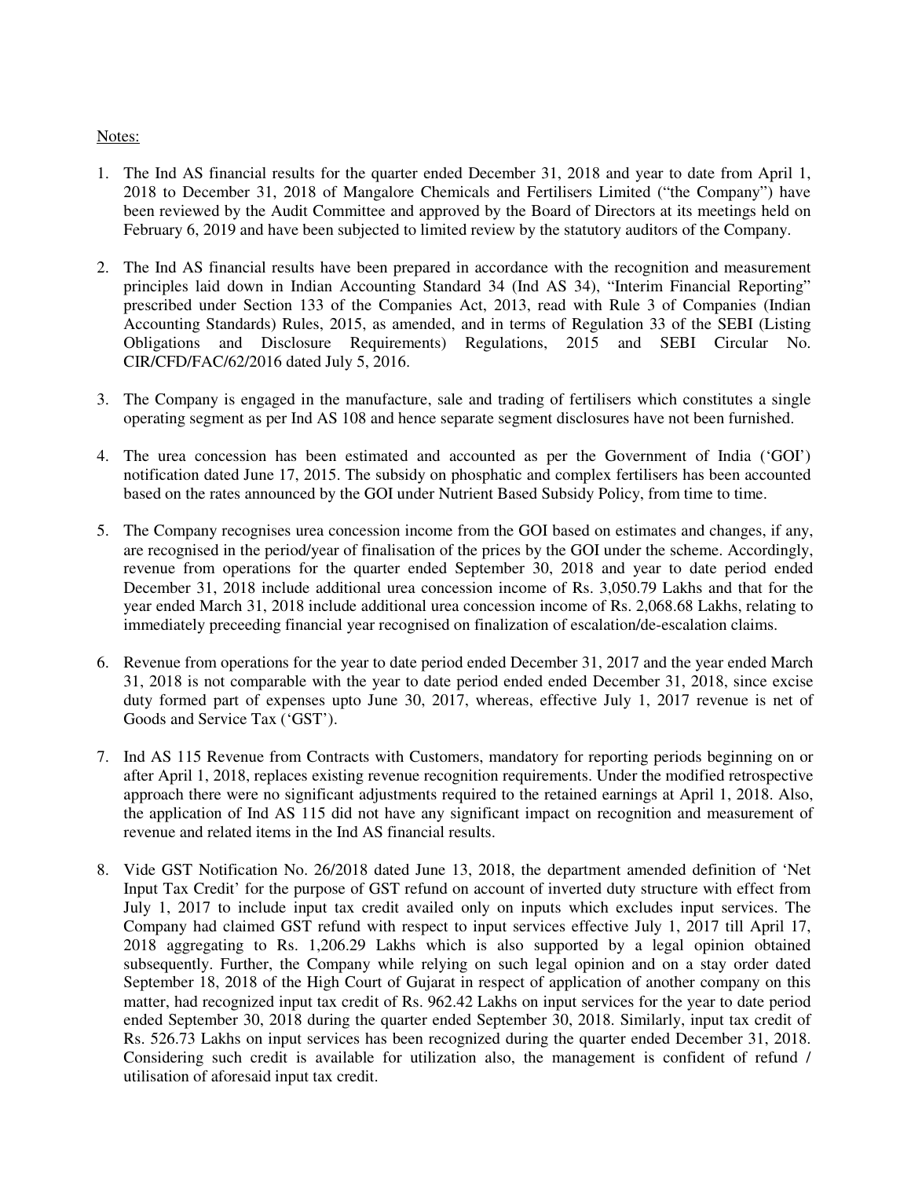Notes:

1. The Ind AS financial results for the quarter ended December 31, 2018 and year to date from April 1, 2018 to December 31, 2018 of Mangalore Chemicals and Fertilisers Limited ("the Company") have been reviewed by the Audit Committee and approved by the Board of Directors at its meetings held on February 6, 2019 and have been subjected to limited review by the statutory auditors of the Company.

2. The Ind AS financial results have been prepared in accordance with the recognition and measurement principles laid down in Indian Accounting Standard 34 (Ind AS 34), "Interim Financial Reporting" prescribed under Section 133 of the Companies Act, 2013, read with Rule 3 of Companies (Indian Accounting Standards) Rules, 2015, as amended, and in terms of Regulation 33 of the SEBI (Listing Obligations and Disclosure Requirements) Regulations, 2015 and SEBI Circular No. CIR/CFD/FAC/62/2016 dated July 5, 2016.

3. The Company is engaged in the manufacture, sale and trading of fertilisers which constitutes a single operating segment as per Ind AS 108 and hence separate segment disclosures have not been furnished.

4. The urea concession has been estimated and accounted as per the Government of India ('GOI') notification dated June 17, 2015. The subsidy on phosphatic and complex fertilisers has been accounted based on the rates announced by the GOI under Nutrient Based Subsidy Policy, from time to time.

5. The Company recognises urea concession income from the GOI based on estimates and changes, if any, are recognised in the period/year of finalisation of the prices by the GOI under the scheme. Accordingly, revenue from operations for the quarter ended September 30, 2018 and year to date period ended December 31, 2018 include additional urea concession income of Rs. 3,050.79 Lakhs and that for the year ended March 31, 2018 include additional urea concession income of Rs. 2,068.68 Lakhs, relating to immediately preceeding financial year recognised on finalization of escalation/de-escalation claims.

6. Revenue from operations for the year to date period ended December 31, 2017 and the year ended March 31, 2018 is not comparable with the year to date period ended ended December 31, 2018, since excise duty formed part of expenses upto June 30, 2017, whereas, effective July 1, 2017 revenue is net of Goods and Service Tax ('GST').

7. Ind AS 115 Revenue from Contracts with Customers, mandatory for reporting periods beginning on or after April 1, 2018, replaces existing revenue recognition requirements. Under the modified retrospective approach there were no significant adjustments required to the retained earnings at April 1, 2018. Also, the application of Ind AS 115 did not have any significant impact on recognition and measurement of revenue and related items in the Ind AS financial results.

8. Vide GST Notification No. 26/2018 dated June 13, 2018, the department amended definition of 'Net Input Tax Credit' for the purpose of GST refund on account of inverted duty structure with effect from July 1, 2017 to include input tax credit availed only on inputs which excludes input services. The Company had claimed GST refund with respect to input services effective July 1, 2017 till April 17, 2018 aggregating to Rs. 1,206.29 Lakhs which is also supported by a legal opinion obtained subsequently. Further, the Company while relying on such legal opinion and on a stay order dated September 18, 2018 of the High Court of Gujarat in respect of application of another company on this matter, had recognized input tax credit of Rs. 962.42 Lakhs on input services for the year to date period ended September 30, 2018 during the quarter ended September 30, 2018. Similarly, input tax credit of Rs. 526.73 Lakhs on input services has been recognized during the quarter ended December 31, 2018. Considering such credit is available for utilization also, the management is confident of refund / utilisation of aforesaid input tax credit.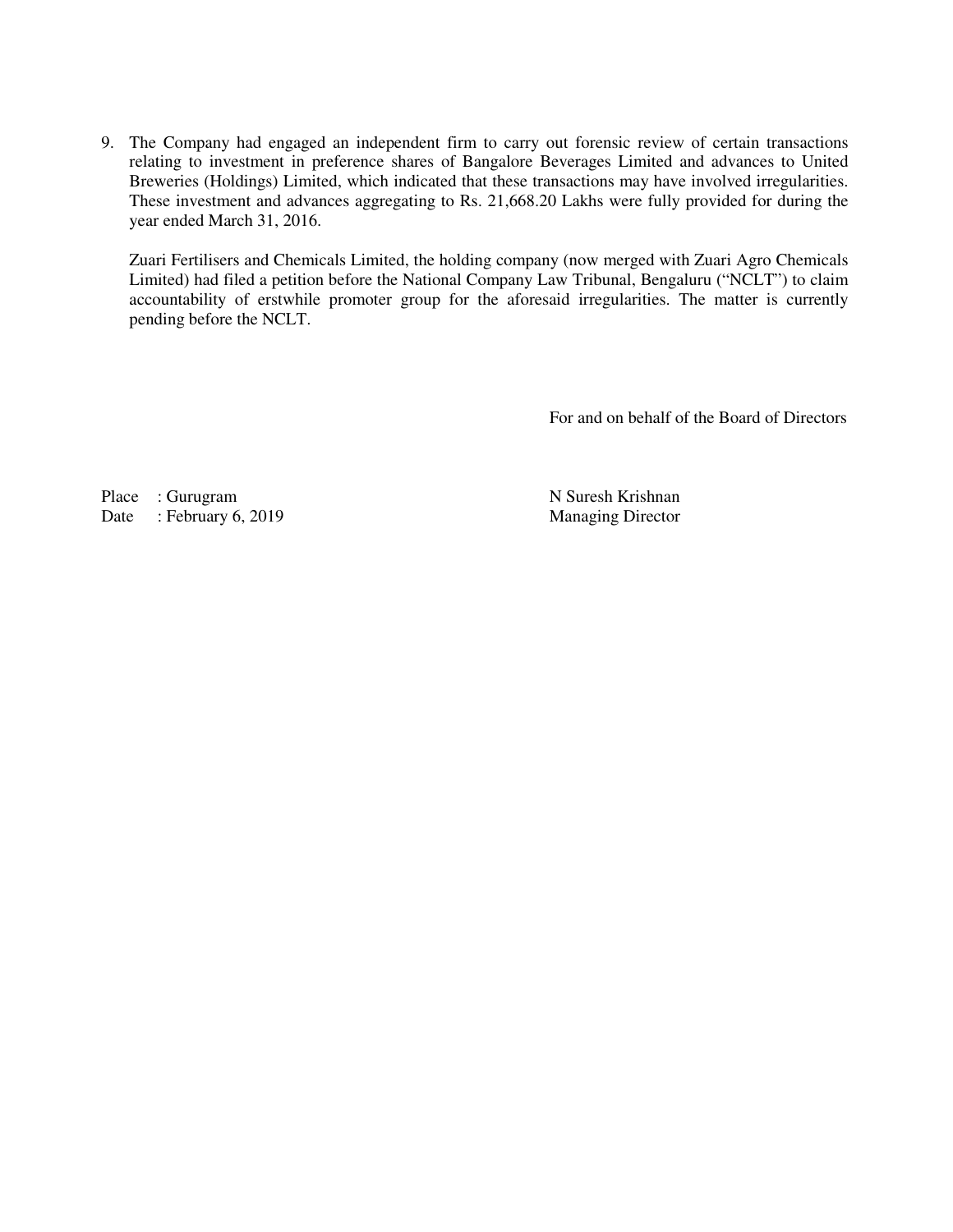9. The Company had engaged an independent firm to carry out forensic review of certain transactions relating to investment in preference shares of Bangalore Beverages Limited and advances to United Breweries (Holdings) Limited, which indicated that these transactions may have involved irregularities. These investment and advances aggregating to Rs. 21,668.20 Lakhs were fully provided for during the year ended March 31, 2016.

   Zuari Fertilisers and Chemicals Limited, the holding company (now merged with Zuari Agro Chemicals Limited) had filed a petition before the National Company Law Tribunal, Bengaluru ("NCLT") to claim accountability of erstwhile promoter group for the aforesaid irregularities. The matter is currently pending before the NCLT.

For and on behalf of the Board of Directors

Place : Gurugram
Date : February 6, 2019

N Suresh Krishnan
Managing Director